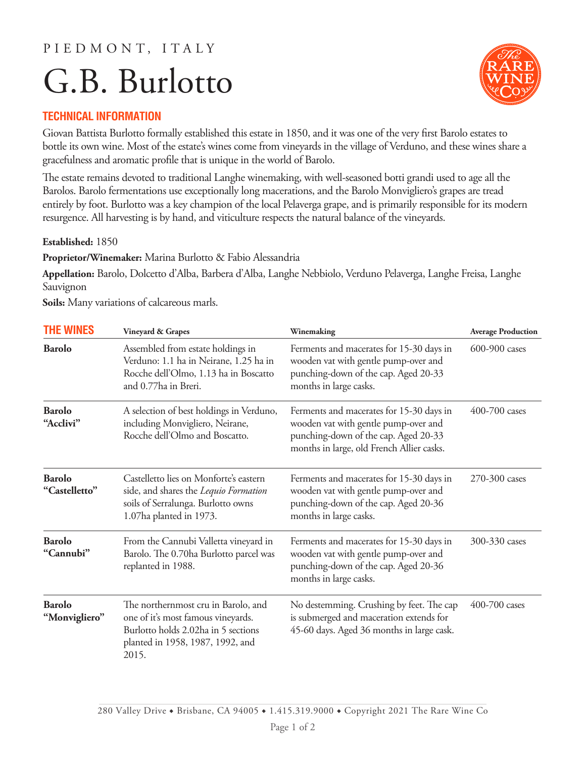PIEDMONT, ITALY

# G.B. Burlotto

## TECHNICAL INFORMATION

Giovan Battista Burlotto formally established this estate in 1850, and it was one of the very first Barolo estates to bottle its own wine. Most of the estate's wines come from vineyards in the village of Verduno, and these wines share a gracefulness and aromatic profile that is unique in the world of Barolo.

The estate remains devoted to traditional Langhe winemaking, with well-seasoned botti grandi used to age all the Barolos. Barolo fermentations use exceptionally long macerations, and the Barolo Monvigliero's grapes are tread entirely by foot. Burlotto was a key champion of the local Pelaverga grape, and is primarily responsible for its modern resurgence. All harvesting is by hand, and viticulture respects the natural balance of the vineyards.

**Established:** 1850

**Proprietor/Winemaker:** Marina Burlotto & Fabio Alessandria

**Appellation:** Barolo, Dolcetto d'Alba, Barbera d'Alba, Langhe Nebbiolo, Verduno Pelaverga, Langhe Freisa, Langhe Sauvignon

**Soils:** Many variations of calcareous marls.

| THE WINES | Vineyard & Grapes | Winemaking | Average Production |
|---|---|---|---|
| **Barolo** | Assembled from estate holdings in Verduno: 1.1 ha in Neirane, 1.25 ha in Rocche dell'Olmo, 1.13 ha in Boscatto and 0.77ha in Breri. | Ferments and macerates for 15-30 days in wooden vat with gentle pump-over and punching-down of the cap. Aged 20-33 months in large casks. | 600-900 cases |
| **Barolo "Acclivi"** | A selection of best holdings in Verduno, including Monvigliero, Neirane, Rocche dell'Olmo and Boscatto. | Ferments and macerates for 15-30 days in wooden vat with gentle pump-over and punching-down of the cap. Aged 20-33 months in large, old French Allier casks. | 400-700 cases |
| **Barolo "Castelletto"** | Castelletto lies on Monforte's eastern side, and shares the *Lequio Formation* soils of Serralunga. Burlotto owns 1.07ha planted in 1973. | Ferments and macerates for 15-30 days in wooden vat with gentle pump-over and punching-down of the cap. Aged 20-36 months in large casks. | 270-300 cases |
| **Barolo "Cannubi"** | From the Cannubi Valletta vineyard in Barolo. The 0.70ha Burlotto parcel was replanted in 1988. | Ferments and macerates for 15-30 days in wooden vat with gentle pump-over and punching-down of the cap. Aged 20-36 months in large casks. | 300-330 cases |
| **Barolo "Monvigliero"** | The northernmost cru in Barolo, and one of it's most famous vineyards. Burlotto holds 2.02ha in 5 sections planted in 1958, 1987, 1992, and 2015. | No destemming. Crushing by feet. The cap is submerged and maceration extends for 45-60 days. Aged 36 months in large cask. | 400-700 cases |

280 Valley Drive ◆ Brisbane, CA 94005 ◆ 1.415.319.9000 ◆ Copyright 2021 The Rare Wine Co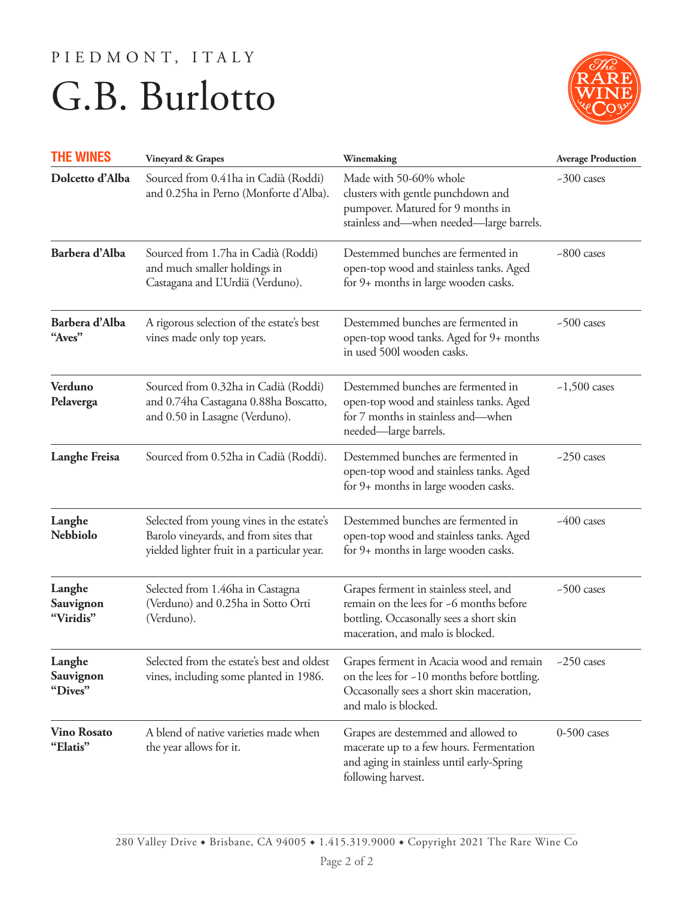PIEDMONT, ITALY

# G.B. Burlotto

| THE WINES | Vineyard & Grapes | Winemaking | Average Production |
|---|---|---|---|
| **Dolcetto d'Alba** | Sourced from 0.41ha in Cadià (Roddi) and 0.25ha in Perno (Monforte d'Alba). | Made with 50-60% whole clusters with gentle punchdown and pumpover. Matured for 9 months in stainless and—when needed—large barrels. | ~300 cases |
| **Barbera d'Alba** | Sourced from 1.7ha in Cadià (Roddi) and much smaller holdings in Castagana and L'Urdiä (Verduno). | Destemmed bunches are fermented in open-top wood and stainless tanks. Aged for 9+ months in large wooden casks. | ~800 cases |
| **Barbera d'Alba "Aves"** | A rigorous selection of the estate's best vines made only top years. | Destemmed bunches are fermented in open-top wood tanks. Aged for 9+ months in used 500l wooden casks. | ~500 cases |
| **Verduno Pelaverga** | Sourced from 0.32ha in Cadià (Roddi) and 0.74ha Castagana 0.88ha Boscatto, and 0.50 in Lasagne (Verduno). | Destemmed bunches are fermented in open-top wood and stainless tanks. Aged for 7 months in stainless and—when needed—large barrels. | ~1,500 cases |
| **Langhe Freisa** | Sourced from 0.52ha in Cadià (Roddi). | Destemmed bunches are fermented in open-top wood and stainless tanks. Aged for 9+ months in large wooden casks. | ~250 cases |
| **Langhe Nebbiolo** | Selected from young vines in the estate's Barolo vineyards, and from sites that yielded lighter fruit in a particular year. | Destemmed bunches are fermented in open-top wood and stainless tanks. Aged for 9+ months in large wooden casks. | ~400 cases |
| **Langhe Sauvignon "Viridis"** | Selected from 1.46ha in Castagna (Verduno) and 0.25ha in Sotto Orti (Verduno). | Grapes ferment in stainless steel, and remain on the lees for ~6 months before bottling. Occasonally sees a short skin maceration, and malo is blocked. | ~500 cases |
| **Langhe Sauvignon "Dives"** | Selected from the estate's best and oldest vines, including some planted in 1986. | Grapes ferment in Acacia wood and remain on the lees for ~10 months before bottling. Occasonally sees a short skin maceration, and malo is blocked. | ~250 cases |
| **Vino Rosato "Elatis"** | A blend of native varieties made when the year allows for it. | Grapes are destemmed and allowed to macerate up to a few hours. Fermentation and aging in stainless until early-Spring following harvest. | 0-500 cases |

280 Valley Drive ◆ Brisbane, CA 94005 ◆ 1.415.319.9000 ◆ Copyright 2021 The Rare Wine Co